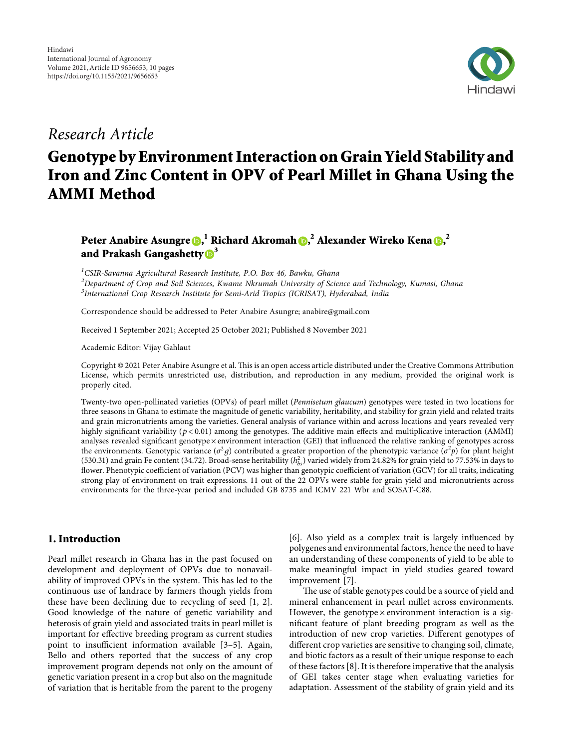Hindawi
International Journal of Agronomy
Volume 2021, Article ID 9656653, 10 pages
https://doi.org/10.1155/2021/9656653

*Research Article*

# Genotype by Environment Interaction on Grain Yield Stability and Iron and Zinc Content in OPV of Pearl Millet in Ghana Using the AMMI Method

**Peter Anabire Asungre**[1] **Richard Akromah**[2] **Alexander Wireko Kena**[2] **and Prakash Gangashetty**[3]

[1] *CSIR-Savanna Agricultural Research Institute, P.O. Box 46, Bawku, Ghana*
[2] *Department of Crop and Soil Sciences, Kwame Nkrumah University of Science and Technology, Kumasi, Ghana*
[3] *International Crop Research Institute for Semi-Arid Tropics (ICRISAT), Hyderabad, India*

Correspondence should be addressed to Peter Anabire Asungre; anabire@gmail.com

Received 1 September 2021; Accepted 25 October 2021; Published 8 November 2021

Academic Editor: Vijay Gahlaut

Copyright © 2021 Peter Anabire Asungre et al. This is an open access article distributed under the Creative Commons Attribution License, which permits unrestricted use, distribution, and reproduction in any medium, provided the original work is properly cited.

Twenty-two open-pollinated varieties (OPVs) of pearl millet (*Pennisetum glaucum*) genotypes were tested in two locations for three seasons in Ghana to estimate the magnitude of genetic variability, heritability, and stability for grain yield and related traits and grain micronutrients among the varieties. General analysis of variance within and across locations and years revealed very highly significant variability ($p < 0.01$) among the genotypes. The additive main effects and multiplicative interaction (AMMI) analyses revealed significant genotype × environment interaction (GEI) that influenced the relative ranking of genotypes across the environments. Genotypic variance ($\sigma^2 g$) contributed a greater proportion of the phenotypic variance ($\sigma^2 p$) for plant height (530.31) and grain Fe content (34.72). Broad-sense heritability ($h^2_{bs}$) varied widely from 24.82% for grain yield to 77.53% in days to flower. Phenotypic coefficient of variation (PCV) was higher than genotypic coefficient of variation (GCV) for all traits, indicating strong play of environment on trait expressions. 11 out of the 22 OPVs were stable for grain yield and micronutrients across environments for the three-year period and included GB 8735 and ICMV 221 Wbr and SOSAT-C88.

## 1. Introduction

Pearl millet research in Ghana has in the past focused on development and deployment of OPVs due to nonavailability of improved OPVs in the system. This has led to the continuous use of landrace by farmers though yields from these have been declining due to recycling of seed [1, 2]. Good knowledge of the nature of genetic variability and heterosis of grain yield and associated traits in pearl millet is important for effective breeding program as current studies point to insufficient information available [3–5]. Again, Bello and others reported that the success of any crop improvement program depends not only on the amount of genetic variation present in a crop but also on the magnitude of variation that is heritable from the parent to the progeny [6]. Also yield as a complex trait is largely influenced by polygenes and environmental factors, hence the need to have an understanding of these components of yield to be able to make meaningful impact in yield studies geared toward improvement [7].

The use of stable genotypes could be a source of yield and mineral enhancement in pearl millet across environments. However, the genotype × environment interaction is a significant feature of plant breeding program as well as the introduction of new crop varieties. Different genotypes of different crop varieties are sensitive to changing soil, climate, and biotic factors as a result of their unique response to each of these factors [8]. It is therefore imperative that the analysis of GEI takes center stage when evaluating varieties for adaptation. Assessment of the stability of grain yield and its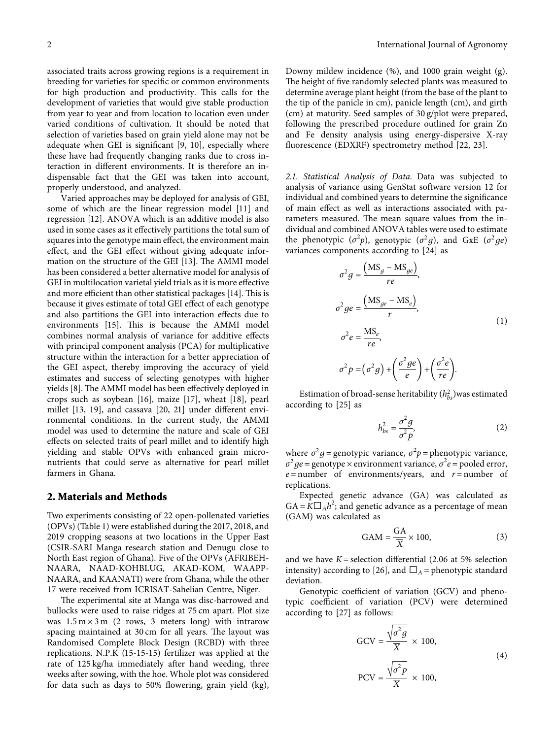associated traits across growing regions is a requirement in breeding for varieties for specific or common environments for high production and productivity. This calls for the development of varieties that would give stable production from year to year and from location to location even under varied conditions of cultivation. It should be noted that selection of varieties based on grain yield alone may not be adequate when GEI is significant [9, 10], especially where these have had frequently changing ranks due to cross interaction in different environments. It is therefore an indispensable fact that the GEI was taken into account, properly understood, and analyzed.

Varied approaches may be deployed for analysis of GEI, some of which are the linear regression model [11] and regression [12]. ANOVA which is an additive model is also used in some cases as it effectively partitions the total sum of squares into the genotype main effect, the environment main effect, and the GEI effect without giving adequate information on the structure of the GEI [13]. The AMMI model has been considered a better alternative model for analysis of GEI in multilocation varietal yield trials as it is more effective and more efficient than other statistical packages [14]. This is because it gives estimate of total GEI effect of each genotype and also partitions the GEI into interaction effects due to environments [15]. This is because the AMMI model combines normal analysis of variance for additive effects with principal component analysis (PCA) for multiplicative structure within the interaction for a better appreciation of the GEI aspect, thereby improving the accuracy of yield estimates and success of selecting genotypes with higher yields [8]. The AMMI model has been effectively deployed in crops such as soybean [16], maize [17], wheat [18], pearl millet [13, 19], and cassava [20, 21] under different environmental conditions. In the current study, the AMMI model was used to determine the nature and scale of GEI effects on selected traits of pearl millet and to identify high yielding and stable OPVs with enhanced grain micronutrients that could serve as alternative for pearl millet farmers in Ghana.

## 2. Materials and Methods

Two experiments consisting of 22 open-pollenated varieties (OPVs) (Table 1) were established during the 2017, 2018, and 2019 cropping seasons at two locations in the Upper East (CSIR-SARI Manga research station and Denugu close to North East region of Ghana). Five of the OPVs (AFRIBEH-NAARA, NAAD-KOHBLUG, AKAD-KOM, WAAPP-NAARA, and KAANATI) were from Ghana, while the other 17 were received from ICRISAT-Sahelian Centre, Niger.

The experimental site at Manga was disc-harrowed and bullocks were used to raise ridges at 75 cm apart. Plot size was 1.5 m × 3 m (2 rows, 3 meters long) with intrarow spacing maintained at 30 cm for all years. The layout was Randomised Complete Block Design (RCBD) with three replications. N.P.K (15-15-15) fertilizer was applied at the rate of 125 kg/ha immediately after hand weeding, three weeks after sowing, with the hoe. Whole plot was considered for data such as days to 50% flowering, grain yield (kg), Downy mildew incidence (%), and 1000 grain weight (g). The height of five randomly selected plants was measured to determine average plant height (from the base of the plant to the tip of the panicle in cm), panicle length (cm), and girth (cm) at maturity. Seed samples of 30 g/plot were prepared, following the prescribed procedure outlined for grain Zn and Fe density analysis using energy-dispersive X-ray fluorescence (EDXRF) spectrometry method [22, 23].

*2.1. Statistical Analysis of Data.* Data was subjected to analysis of variance using GenStat software version 12 for individual and combined years to determine the significance of main effect as well as interactions associated with parameters measured. The mean square values from the individual and combined ANOVA tables were used to estimate the phenotypic ($\sigma^2 p$), genotypic ($\sigma^2 g$), and GxE ($\sigma^2 ge$) variances components according to [24] as

$$
\begin{aligned}
\sigma^2 g &= \frac{\left(\mathrm{MS}_g - \mathrm{MS}_{ge}\right)}{re}, \\
\sigma^2 ge &= \frac{\left(\mathrm{MS}_{ge} - \mathrm{MS}_e\right)}{r}, \\
\sigma^2 e &= \frac{\mathrm{MS}_e}{re}, \\
\sigma^2 p &= \left(\sigma^2 g\right) + \left(\frac{\sigma^2 ge}{e}\right) + \left(\frac{\sigma^2 e}{re}\right).
\end{aligned} \tag{1}
$$

Estimation of broad-sense heritability ($h^2_{bs}$)was estimated according to [25] as

$$
h^2_{bs} = \frac{\sigma^2 g}{\sigma^2 p}, \tag{2}
$$

where $\sigma^2 g$ = genotypic variance, $\sigma^2 p$ = phenotypic variance, $\sigma^2 ge$ = genotype × environment variance, $\sigma^2 e$ = pooled error, $e$ = number of environments/years, and $r$ = number of replications.

Expected genetic advance (GA) was calculated as $\mathrm{GA} = K\square_A h^2$; and genetic advance as a percentage of mean (GAM) was calculated as

$$
\mathrm{GAM} = \frac{\mathrm{GA}}{\overline{X}} \times 100, \tag{3}
$$

and we have $K$ = selection differential (2.06 at 5% selection intensity) according to [26], and $\square_A$ = phenotypic standard deviation.

Genotypic coefficient of variation (GCV) and phenotypic coefficient of variation (PCV) were determined according to [27] as follows:

$$
\begin{aligned}
\mathrm{GCV} &= \frac{\sqrt{\sigma^2 g}}{\overline{X}} \times 100, \\
\mathrm{PCV} &= \frac{\sqrt{\sigma^2 p}}{\overline{X}} \times 100,
\end{aligned} \tag{4}
$$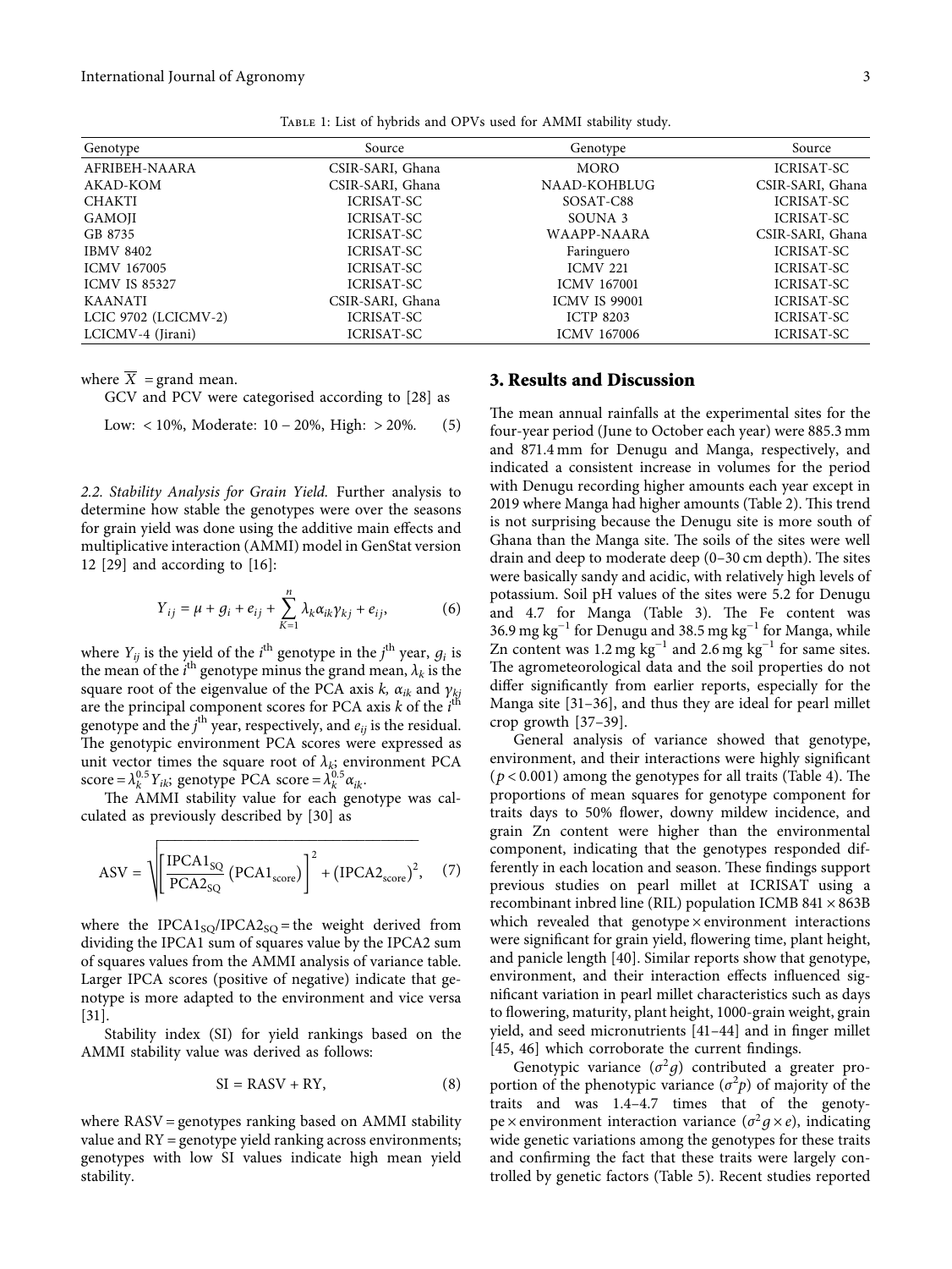Table 1: List of hybrids and OPVs used for AMMI stability study.

| Genotype | Source | Genotype | Source |
|---|---|---|---|
| AFRIBEH-NAARA | CSIR-SARI, Ghana | MORO | ICRISAT-SC |
| AKAD-KOM | CSIR-SARI, Ghana | NAAD-KOHBLUG | CSIR-SARI, Ghana |
| CHAKTI | ICRISAT-SC | SOSAT-C88 | ICRISAT-SC |
| GAMOJI | ICRISAT-SC | SOUNA 3 | ICRISAT-SC |
| GB 8735 | ICRISAT-SC | WAAPP-NAARA | CSIR-SARI, Ghana |
| IBMV 8402 | ICRISAT-SC | Faringuero | ICRISAT-SC |
| ICMV 167005 | ICRISAT-SC | ICMV 221 | ICRISAT-SC |
| ICMV IS 85327 | ICRISAT-SC | ICMV 167001 | ICRISAT-SC |
| KAANATI | CSIR-SARI, Ghana | ICMV IS 99001 | ICRISAT-SC |
| LCIC 9702 (LCICMV-2) | ICRISAT-SC | ICTP 8203 | ICRISAT-SC |
| LCICMV-4 (Jirani) | ICRISAT-SC | ICMV 167006 | ICRISAT-SC |

where $\overline{X}$ = grand mean.

GCV and PCV were categorised according to [28] as

$$\text{Low: } < 10\%, \text{ Moderate: } 10 - 20\%, \text{ High: } > 20\%. \quad (5)$$

*2.2. Stability Analysis for Grain Yield.* Further analysis to determine how stable the genotypes were over the seasons for grain yield was done using the additive main effects and multiplicative interaction (AMMI) model in GenStat version 12 [29] and according to [16]:

$$Y_{ij} = \mu + g_i + e_{ij} + \sum_{K=1}^{n} \lambda_k \alpha_{ik} \gamma_{kj} + e_{ij}, \quad (6)$$

where $Y_{ij}$ is the yield of the $i^{\text{th}}$ genotype in the $j^{\text{th}}$ year, $g_i$ is the mean of the $i^{\text{th}}$ genotype minus the grand mean, $\lambda_k$ is the square root of the eigenvalue of the PCA axis $k$, $\alpha_{ik}$ and $\gamma_{kj}$ are the principal component scores for PCA axis $k$ of the $i^{\text{th}}$ genotype and the $j^{\text{th}}$ year, respectively, and $e_{ij}$ is the residual. The genotypic environment PCA scores were expressed as unit vector times the square root of $\lambda_k$; environment PCA score $= \lambda_k^{0.5} Y_{ik}$; genotype PCA score $= \lambda_k^{0.5} \alpha_{ik}$.

The AMMI stability value for each genotype was calculated as previously described by [30] as

$$\text{ASV} = \sqrt{\left[\frac{\text{IPCA1}_{\text{SQ}}}{\text{PCA2}_{\text{SQ}}} \left(\text{PCA1}_{\text{score}}\right)\right]^2 + \left(\text{IPCA2}_{\text{score}}\right)^2}, \quad (7)$$

where the $\text{IPCA1}_{\text{SQ}}/\text{IPCA2}_{\text{SQ}}$ = the weight derived from dividing the IPCA1 sum of squares value by the IPCA2 sum of squares values from the AMMI analysis of variance table. Larger IPCA scores (positive of negative) indicate that genotype is more adapted to the environment and vice versa [31].

Stability index (SI) for yield rankings based on the AMMI stability value was derived as follows:

$$\text{SI} = \text{RASV} + \text{RY}, \quad (8)$$

where RASV = genotypes ranking based on AMMI stability value and RY = genotype yield ranking across environments; genotypes with low SI values indicate high mean yield stability.

## 3. Results and Discussion

The mean annual rainfalls at the experimental sites for the four-year period (June to October each year) were 885.3 mm and 871.4 mm for Denugu and Manga, respectively, and indicated a consistent increase in volumes for the period with Denugu recording higher amounts each year except in 2019 where Manga had higher amounts (Table 2). This trend is not surprising because the Denugu site is more south of Ghana than the Manga site. The soils of the sites were well drain and deep to moderate deep (0–30 cm depth). The sites were basically sandy and acidic, with relatively high levels of potassium. Soil pH values of the sites were 5.2 for Denugu and 4.7 for Manga (Table 3). The Fe content was 36.9 mg $\text{kg}^{-1}$ for Denugu and 38.5 mg $\text{kg}^{-1}$ for Manga, while Zn content was 1.2 mg $\text{kg}^{-1}$ and 2.6 mg $\text{kg}^{-1}$ for same sites. The agrometeorological data and the soil properties do not differ significantly from earlier reports, especially for the Manga site [31–36], and thus they are ideal for pearl millet crop growth [37–39].

General analysis of variance showed that genotype, environment, and their interactions were highly significant ($p < 0.001$) among the genotypes for all traits (Table 4). The proportions of mean squares for genotype component for traits days to 50% flower, downy mildew incidence, and grain Zn content were higher than the environmental component, indicating that the genotypes responded differently in each location and season. These findings support previous studies on pearl millet at ICRISAT using a recombinant inbred line (RIL) population ICMB 841 × 863B which revealed that genotype × environment interactions were significant for grain yield, flowering time, plant height, and panicle length [40]. Similar reports show that genotype, environment, and their interaction effects influenced significant variation in pearl millet characteristics such as days to flowering, maturity, plant height, 1000-grain weight, grain yield, and seed micronutrients [41–44] and in finger millet [45, 46] which corroborate the current findings.

Genotypic variance ($\sigma^2 g$) contributed a greater proportion of the phenotypic variance ($\sigma^2 p$) of majority of the traits and was 1.4–4.7 times that of the genotype × environment interaction variance ($\sigma^2 g \times e$), indicating wide genetic variations among the genotypes for these traits and confirming the fact that these traits were largely controlled by genetic factors (Table 5). Recent studies reported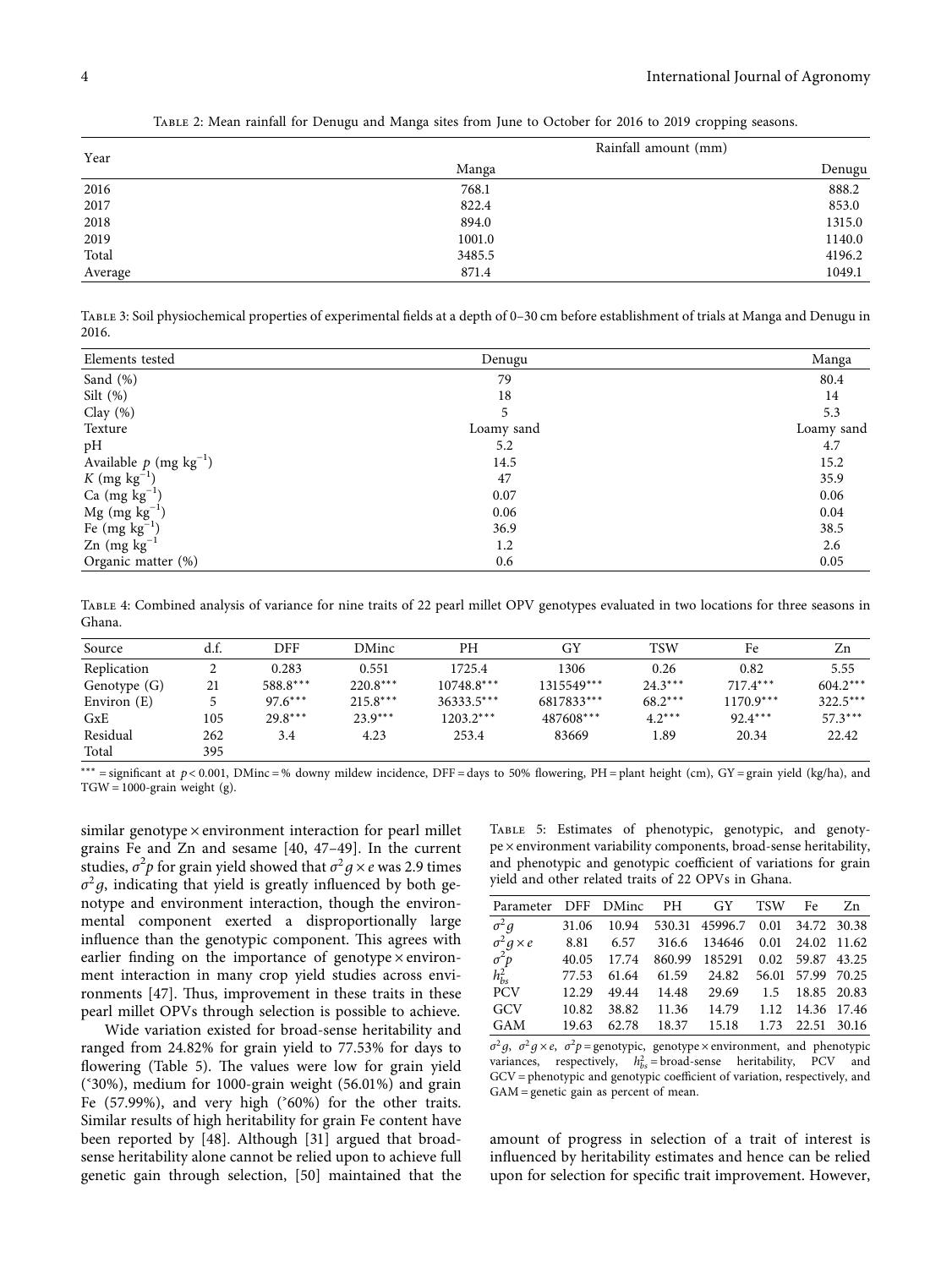Table 2: Mean rainfall for Denugu and Manga sites from June to October for 2016 to 2019 cropping seasons.

| Year | Rainfall amount (mm) | |
|---|---|---|
| | Manga | Denugu |
| 2016 | 768.1 | 888.2 |
| 2017 | 822.4 | 853.0 |
| 2018 | 894.0 | 1315.0 |
| 2019 | 1001.0 | 1140.0 |
| Total | 3485.5 | 4196.2 |
| Average | 871.4 | 1049.1 |

Table 3: Soil physiochemical properties of experimental fields at a depth of 0–30 cm before establishment of trials at Manga and Denugu in 2016.

| Elements tested | Denugu | Manga |
|---|---|---|
| Sand (%) | 79 | 80.4 |
| Silt (%) | 18 | 14 |
| Clay (%) | 5 | 5.3 |
| Texture | Loamy sand | Loamy sand |
| pH | 5.2 | 4.7 |
| Available $p$ (mg kg$^{-1}$) | 14.5 | 15.2 |
| $K$ (mg kg$^{-1}$) | 47 | 35.9 |
| Ca (mg kg$^{-1}$) | 0.07 | 0.06 |
| Mg (mg kg$^{-1}$) | 0.06 | 0.04 |
| Fe (mg kg$^{-1}$) | 36.9 | 38.5 |
| Zn (mg kg$^{-1}$ | 1.2 | 2.6 |
| Organic matter (%) | 0.6 | 0.05 |

Table 4: Combined analysis of variance for nine traits of 22 pearl millet OPV genotypes evaluated in two locations for three seasons in Ghana.

| Source | d.f. | DFF | DMinc | PH | GY | TSW | Fe | Zn |
|---|---|---|---|---|---|---|---|---|
| Replication | 2 | 0.283 | 0.551 | 1725.4 | 1306 | 0.26 | 0.82 | 5.55 |
| Genotype (G) | 21 | 588.8*** | 220.8*** | 10748.8*** | 1315549*** | 24.3*** | 717.4*** | 604.2*** |
| Environ (E) | 5 | 97.6*** | 215.8*** | 36333.5*** | 6817833*** | 68.2*** | 1170.9*** | 322.5*** |
| GxE | 105 | 29.8*** | 23.9*** | 1203.2*** | 487608*** | 4.2*** | 92.4*** | 57.3*** |
| Residual | 262 | 3.4 | 4.23 | 253.4 | 83669 | 1.89 | 20.34 | 22.42 |
| Total | 395 | | | | | | | |

*** = significant at $p < 0.001$, DMinc = % downy mildew incidence, DFF = days to 50% flowering, PH = plant height (cm), GY = grain yield (kg/ha), and TGW = 1000-grain weight (g).

similar genotype × environment interaction for pearl millet grains Fe and Zn and sesame [40, 47–49]. In the current studies, $\sigma^2 p$ for grain yield showed that $\sigma^2 g \times e$ was 2.9 times $\sigma^2 g$, indicating that yield is greatly influenced by both genotype and environment interaction, though the environmental component exerted a disproportionally large influence than the genotypic component. This agrees with earlier finding on the importance of genotype × environment interaction in many crop yield studies across environments [47]. Thus, improvement in these traits in these pearl millet OPVs through selection is possible to achieve.

Wide variation existed for broad-sense heritability and ranged from 24.82% for grain yield to 77.53% for days to flowering (Table 5). The values were low for grain yield (˂30%), medium for 1000-grain weight (56.01%) and grain Fe (57.99%), and very high (˃60%) for the other traits. Similar results of high heritability for grain Fe content have been reported by [48]. Although [31] argued that broad-sense heritability alone cannot be relied upon to achieve full genetic gain through selection, [50] maintained that the amount of progress in selection of a trait of interest is influenced by heritability estimates and hence can be relied upon for selection for specific trait improvement. However,

Table 5: Estimates of phenotypic, genotypic, and genotype × environment variability components, broad-sense heritability, and phenotypic and genotypic coefficient of variations for grain yield and other related traits of 22 OPVs in Ghana.

| Parameter | DFF | DMinc | PH | GY | TSW | Fe | Zn |
|---|---|---|---|---|---|---|---|
| $\sigma^2 g$ | 31.06 | 10.94 | 530.31 | 45996.7 | 0.01 | 34.72 | 30.38 |
| $\sigma^2 g \times e$ | 8.81 | 6.57 | 316.6 | 134646 | 0.01 | 24.02 | 11.62 |
| $\sigma^2 p$ | 40.05 | 17.74 | 860.99 | 185291 | 0.02 | 59.87 | 43.25 |
| $h^2_{bs}$ | 77.53 | 61.64 | 61.59 | 24.82 | 56.01 | 57.99 | 70.25 |
| PCV | 12.29 | 49.44 | 14.48 | 29.69 | 1.5 | 18.85 | 20.83 |
| GCV | 10.82 | 38.82 | 11.36 | 14.79 | 1.12 | 14.36 | 17.46 |
| GAM | 19.63 | 62.78 | 18.37 | 15.18 | 1.73 | 22.51 | 30.16 |

$\sigma^2 g$, $\sigma^2 g \times e$, $\sigma^2 p$ = genotypic, genotype × environment, and phenotypic variances, respectively, $h^2_{bs}$ = broad-sense heritability, PCV and GCV = phenotypic and genotypic coefficient of variation, respectively, and GAM = genetic gain as percent of mean.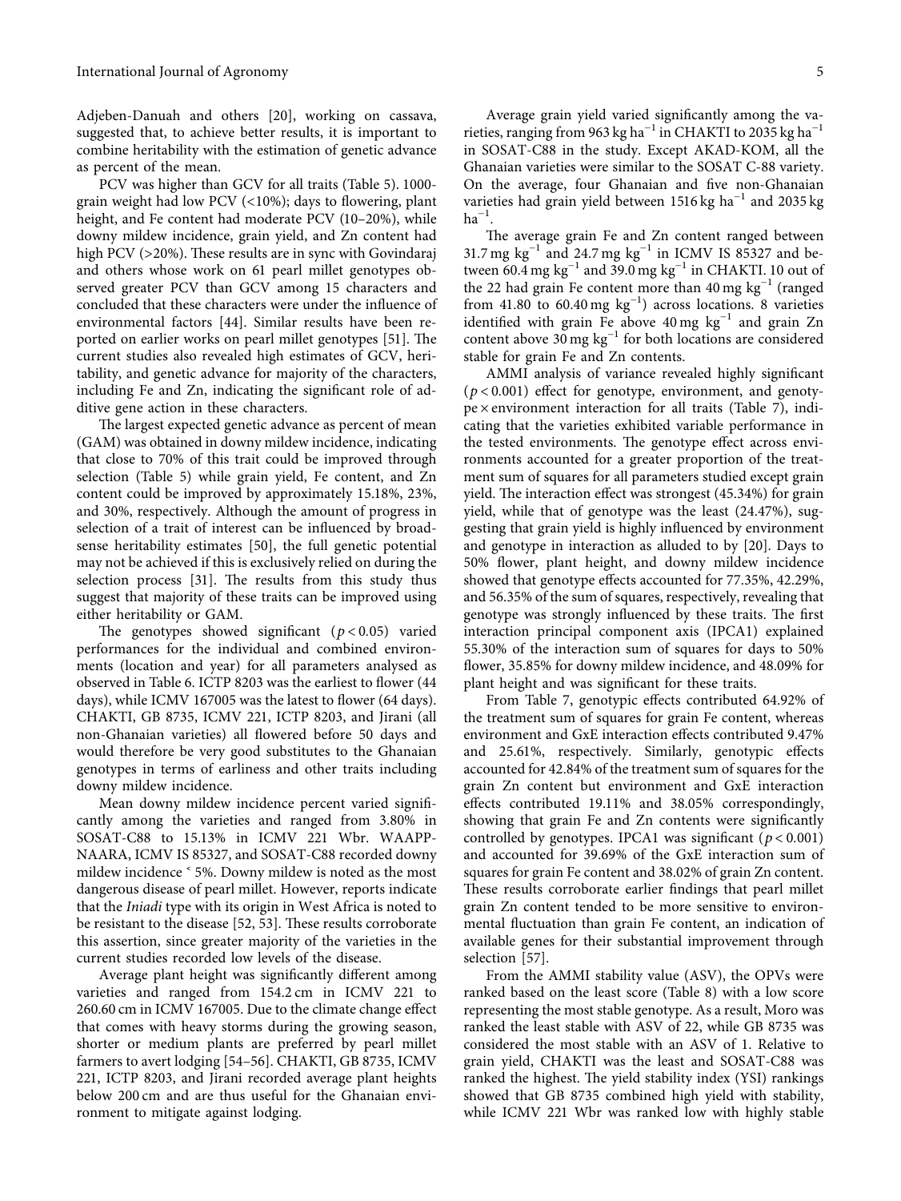Adjeben-Danuah and others [20], working on cassava, suggested that, to achieve better results, it is important to combine heritability with the estimation of genetic advance as percent of the mean.

PCV was higher than GCV for all traits (Table 5). 1000-grain weight had low PCV (<10%); days to flowering, plant height, and Fe content had moderate PCV (10–20%), while downy mildew incidence, grain yield, and Zn content had high PCV (>20%). These results are in sync with Govindaraj and others whose work on 61 pearl millet genotypes observed greater PCV than GCV among 15 characters and concluded that these characters were under the influence of environmental factors [44]. Similar results have been reported on earlier works on pearl millet genotypes [51]. The current studies also revealed high estimates of GCV, heritability, and genetic advance for majority of the characters, including Fe and Zn, indicating the significant role of additive gene action in these characters.

The largest expected genetic advance as percent of mean (GAM) was obtained in downy mildew incidence, indicating that close to 70% of this trait could be improved through selection (Table 5) while grain yield, Fe content, and Zn content could be improved by approximately 15.18%, 23%, and 30%, respectively. Although the amount of progress in selection of a trait of interest can be influenced by broad-sense heritability estimates [50], the full genetic potential may not be achieved if this is exclusively relied on during the selection process [31]. The results from this study thus suggest that majority of these traits can be improved using either heritability or GAM.

The genotypes showed significant ($p < 0.05$) varied performances for the individual and combined environments (location and year) for all parameters analysed as observed in Table 6. ICTP 8203 was the earliest to flower (44 days), while ICMV 167005 was the latest to flower (64 days). CHAKTI, GB 8735, ICMV 221, ICTP 8203, and Jirani (all non-Ghanaian varieties) all flowered before 50 days and would therefore be very good substitutes to the Ghanaian genotypes in terms of earliness and other traits including downy mildew incidence.

Mean downy mildew incidence percent varied significantly among the varieties and ranged from 3.80% in SOSAT-C88 to 15.13% in ICMV 221 Wbr. WAAPP-NAARA, ICMV IS 85327, and SOSAT-C88 recorded downy mildew incidence ˂ 5%. Downy mildew is noted as the most dangerous disease of pearl millet. However, reports indicate that the *Iniadi* type with its origin in West Africa is noted to be resistant to the disease [52, 53]. These results corroborate this assertion, since greater majority of the varieties in the current studies recorded low levels of the disease.

Average plant height was significantly different among varieties and ranged from 154.2 cm in ICMV 221 to 260.60 cm in ICMV 167005. Due to the climate change effect that comes with heavy storms during the growing season, shorter or medium plants are preferred by pearl millet farmers to avert lodging [54–56]. CHAKTI, GB 8735, ICMV 221, ICTP 8203, and Jirani recorded average plant heights below 200 cm and are thus useful for the Ghanaian environment to mitigate against lodging.

Average grain yield varied significantly among the varieties, ranging from 963 kg ha$^{-1}$ in CHAKTI to 2035 kg ha$^{-1}$ in SOSAT-C88 in the study. Except AKAD-KOM, all the Ghanaian varieties were similar to the SOSAT C-88 variety. On the average, four Ghanaian and five non-Ghanaian varieties had grain yield between 1516 kg ha$^{-1}$ and 2035 kg ha$^{-1}$.

The average grain Fe and Zn content ranged between 31.7 mg kg$^{-1}$ and 24.7 mg kg$^{-1}$ in ICMV IS 85327 and between 60.4 mg kg$^{-1}$ and 39.0 mg kg$^{-1}$ in CHAKTI. 10 out of the 22 had grain Fe content more than 40 mg kg$^{-1}$ (ranged from 41.80 to 60.40 mg kg$^{-1}$) across locations. 8 varieties identified with grain Fe above 40 mg kg$^{-1}$ and grain Zn content above 30 mg kg$^{-1}$ for both locations are considered stable for grain Fe and Zn contents.

AMMI analysis of variance revealed highly significant ($p < 0.001$) effect for genotype, environment, and genotype × environment interaction for all traits (Table 7), indicating that the varieties exhibited variable performance in the tested environments. The genotype effect across environments accounted for a greater proportion of the treatment sum of squares for all parameters studied except grain yield. The interaction effect was strongest (45.34%) for grain yield, while that of genotype was the least (24.47%), suggesting that grain yield is highly influenced by environment and genotype in interaction as alluded to by [20]. Days to 50% flower, plant height, and downy mildew incidence showed that genotype effects accounted for 77.35%, 42.29%, and 56.35% of the sum of squares, respectively, revealing that genotype was strongly influenced by these traits. The first interaction principal component axis (IPCA1) explained 55.30% of the interaction sum of squares for days to 50% flower, 35.85% for downy mildew incidence, and 48.09% for plant height and was significant for these traits.

From Table 7, genotypic effects contributed 64.92% of the treatment sum of squares for grain Fe content, whereas environment and GxE interaction effects contributed 9.47% and 25.61%, respectively. Similarly, genotypic effects accounted for 42.84% of the treatment sum of squares for the grain Zn content but environment and GxE interaction effects contributed 19.11% and 38.05% correspondingly, showing that grain Fe and Zn contents were significantly controlled by genotypes. IPCA1 was significant ($p < 0.001$) and accounted for 39.69% of the GxE interaction sum of squares for grain Fe content and 38.02% of grain Zn content. These results corroborate earlier findings that pearl millet grain Zn content tended to be more sensitive to environmental fluctuation than grain Fe content, an indication of available genes for their substantial improvement through selection [57].

From the AMMI stability value (ASV), the OPVs were ranked based on the least score (Table 8) with a low score representing the most stable genotype. As a result, Moro was ranked the least stable with ASV of 22, while GB 8735 was considered the most stable with an ASV of 1. Relative to grain yield, CHAKTI was the least and SOSAT-C88 was ranked the highest. The yield stability index (YSI) rankings showed that GB 8735 combined high yield with stability, while ICMV 221 Wbr was ranked low with highly stable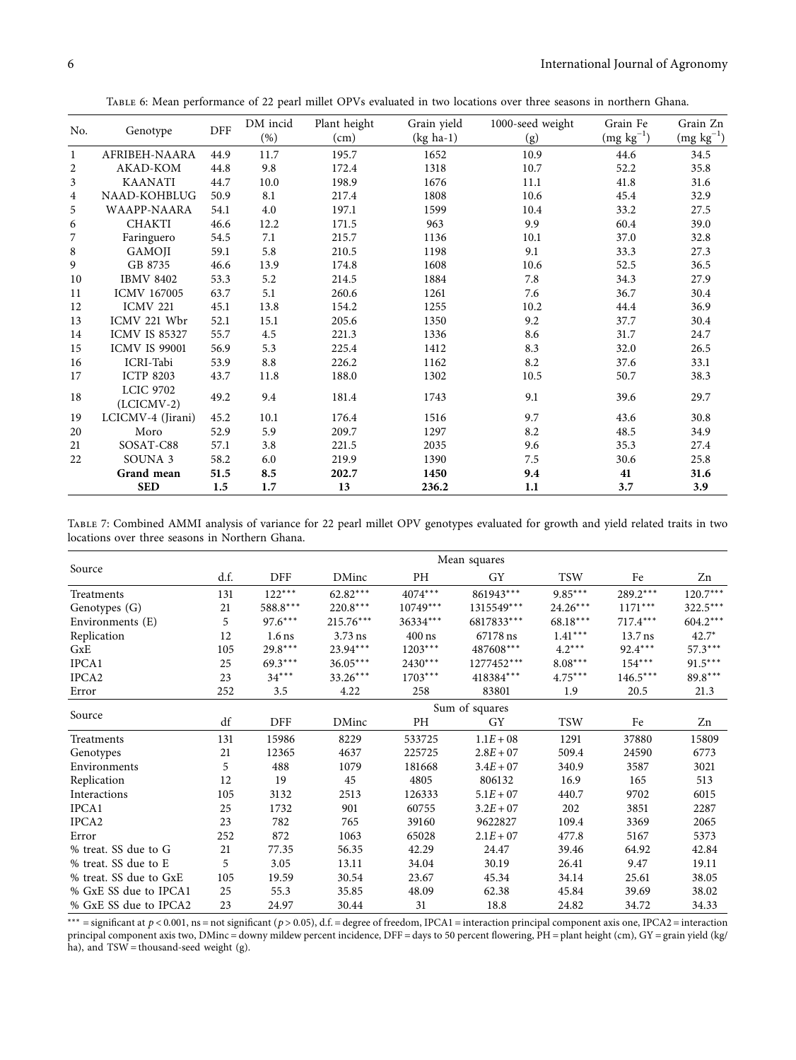Table 6: Mean performance of 22 pearl millet OPVs evaluated in two locations over three seasons in northern Ghana.

| No. | Genotype | DFF | DM incid (%) | Plant height (cm) | Grain yield (kg ha-1) | 1000-seed weight (g) | Grain Fe (mg $kg^{-1}$) | Grain Zn (mg $kg^{-1}$) |
|---|---|---|---|---|---|---|---|---|
| 1 | AFRIBEH-NAARA | 44.9 | 11.7 | 195.7 | 1652 | 10.9 | 44.6 | 34.5 |
| 2 | AKAD-KOM | 44.8 | 9.8 | 172.4 | 1318 | 10.7 | 52.2 | 35.8 |
| 3 | KAANATI | 44.7 | 10.0 | 198.9 | 1676 | 11.1 | 41.8 | 31.6 |
| 4 | NAAD-KOHBLUG | 50.9 | 8.1 | 217.4 | 1808 | 10.6 | 45.4 | 32.9 |
| 5 | WAAPP-NAARA | 54.1 | 4.0 | 197.1 | 1599 | 10.4 | 33.2 | 27.5 |
| 6 | CHAKTI | 46.6 | 12.2 | 171.5 | 963 | 9.9 | 60.4 | 39.0 |
| 7 | Faringuero | 54.5 | 7.1 | 215.7 | 1136 | 10.1 | 37.0 | 32.8 |
| 8 | GAMOJI | 59.1 | 5.8 | 210.5 | 1198 | 9.1 | 33.3 | 27.3 |
| 9 | GB 8735 | 46.6 | 13.9 | 174.8 | 1608 | 10.6 | 52.5 | 36.5 |
| 10 | IBMV 8402 | 53.3 | 5.2 | 214.5 | 1884 | 7.8 | 34.3 | 27.9 |
| 11 | ICMV 167005 | 63.7 | 5.1 | 260.6 | 1261 | 7.6 | 36.7 | 30.4 |
| 12 | ICMV 221 | 45.1 | 13.8 | 154.2 | 1255 | 10.2 | 44.4 | 36.9 |
| 13 | ICMV 221 Wbr | 52.1 | 15.1 | 205.6 | 1350 | 9.2 | 37.7 | 30.4 |
| 14 | ICMV IS 85327 | 55.7 | 4.5 | 221.3 | 1336 | 8.6 | 31.7 | 24.7 |
| 15 | ICMV IS 99001 | 56.9 | 5.3 | 225.4 | 1412 | 8.3 | 32.0 | 26.5 |
| 16 | ICRI-Tabi | 53.9 | 8.8 | 226.2 | 1162 | 8.2 | 37.6 | 33.1 |
| 17 | ICTP 8203 | 43.7 | 11.8 | 188.0 | 1302 | 10.5 | 50.7 | 38.3 |
| 18 | LCIC 9702 (LCICMV-2) | 49.2 | 9.4 | 181.4 | 1743 | 9.1 | 39.6 | 29.7 |
| 19 | LCICMV-4 (Jirani) | 45.2 | 10.1 | 176.4 | 1516 | 9.7 | 43.6 | 30.8 |
| 20 | Moro | 52.9 | 5.9 | 209.7 | 1297 | 8.2 | 48.5 | 34.9 |
| 21 | SOSAT-C88 | 57.1 | 3.8 | 221.5 | 2035 | 9.6 | 35.3 | 27.4 |
| 22 | SOUNA 3 | 58.2 | 6.0 | 219.9 | 1390 | 7.5 | 30.6 | 25.8 |
| | **Grand mean** | **51.5** | **8.5** | **202.7** | **1450** | **9.4** | **41** | **31.6** |
| | **SED** | **1.5** | **1.7** | **13** | **236.2** | **1.1** | **3.7** | **3.9** |

Table 7: Combined AMMI analysis of variance for 22 pearl millet OPV genotypes evaluated for growth and yield related traits in two locations over three seasons in Northern Ghana.

| Source | Mean squares | | | | | | | |
|---|---|---|---|---|---|---|---|---|
| | d.f. | DFF | DMinc | PH | GY | TSW | Fe | Zn |
| Treatments | 131 | 122*** | 62.82*** | 4074*** | 861943*** | 9.85*** | 289.2*** | 120.7*** |
| Genotypes (G) | 21 | 588.8*** | 220.8*** | 10749*** | 1315549*** | 24.26*** | 1171*** | 322.5*** |
| Environments (E) | 5 | 97.6*** | 215.76*** | 36334*** | 6817833*** | 68.18*** | 717.4*** | 604.2*** |
| Replication | 12 | 1.6 ns | 3.73 ns | 400 ns | 67178 ns | 1.41*** | 13.7 ns | 42.7* |
| GxE | 105 | 29.8*** | 23.94*** | 1203*** | 487608*** | 4.2*** | 92.4*** | 57.3*** |
| IPCA1 | 25 | 69.3*** | 36.05*** | 2430*** | 1277452*** | 8.08*** | 154*** | 91.5*** |
| IPCA2 | 23 | 34*** | 33.26*** | 1703*** | 418384*** | 4.75*** | 146.5*** | 89.8*** |
| Error | 252 | 3.5 | 4.22 | 258 | 83801 | 1.9 | 20.5 | 21.3 |
| **Source** | **Sum of squares** | | | | | | | |
| | df | DFF | DMinc | PH | GY | TSW | Fe | Zn |
| Treatments | 131 | 15986 | 8229 | 533725 | $1.1E+08$ | 1291 | 37880 | 15809 |
| Genotypes | 21 | 12365 | 4637 | 225725 | $2.8E+07$ | 509.4 | 24590 | 6773 |
| Environments | 5 | 488 | 1079 | 181668 | $3.4E+07$ | 340.9 | 3587 | 3021 |
| Replication | 12 | 19 | 45 | 4805 | 806132 | 16.9 | 165 | 513 |
| Interactions | 105 | 3132 | 2513 | 126333 | $5.1E+07$ | 440.7 | 9702 | 6015 |
| IPCA1 | 25 | 1732 | 901 | 60755 | $3.2E+07$ | 202 | 3851 | 2287 |
| IPCA2 | 23 | 782 | 765 | 39160 | 9622827 | 109.4 | 3369 | 2065 |
| Error | 252 | 872 | 1063 | 65028 | $2.1E+07$ | 477.8 | 5167 | 5373 |
| % treat. SS due to G | 21 | 77.35 | 56.35 | 42.29 | 24.47 | 39.46 | 64.92 | 42.84 |
| % treat. SS due to E | 5 | 3.05 | 13.11 | 34.04 | 30.19 | 26.41 | 9.47 | 19.11 |
| % treat. SS due to GxE | 105 | 19.59 | 30.54 | 23.67 | 45.34 | 34.14 | 25.61 | 38.05 |
| % GxE SS due to IPCA1 | 25 | 55.3 | 35.85 | 48.09 | 62.38 | 45.84 | 39.69 | 38.02 |
| % GxE SS due to IPCA2 | 23 | 24.97 | 30.44 | 31 | 18.8 | 24.82 | 34.72 | 34.33 |

*** = significant at $p < 0.001$, ns = not significant ($p > 0.05$), d.f. = degree of freedom, IPCA1 = interaction principal component axis one, IPCA2 = interaction principal component axis two, DMinc = downy mildew percent incidence, DFF = days to 50 percent flowering, PH = plant height (cm), GY = grain yield (kg/ha), and TSW = thousand-seed weight (g).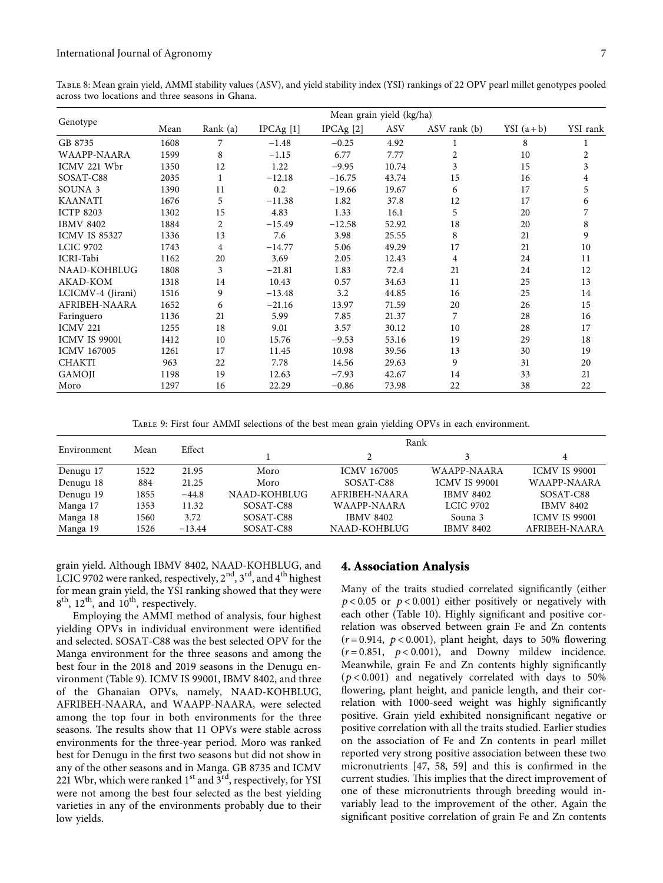Table 8: Mean grain yield, AMMI stability values (ASV), and yield stability index (YSI) rankings of 22 OPV pearl millet genotypes pooled across two locations and three seasons in Ghana.

| Genotype | Mean grain yield (kg/ha) | | | | | | | |
|---|---|---|---|---|---|---|---|---|
| | Mean | Rank (a) | IPCAg [1] | IPCAg [2] | ASV | ASV rank (b) | YSI (a + b) | YSI rank |
| GB 8735 | 1608 | 7 | −1.48 | −0.25 | 4.92 | 1 | 8 | 1 |
| WAAPP-NAARA | 1599 | 8 | −1.15 | 6.77 | 7.77 | 2 | 10 | 2 |
| ICMV 221 Wbr | 1350 | 12 | 1.22 | −9.95 | 10.74 | 3 | 15 | 3 |
| SOSAT-C88 | 2035 | 1 | −12.18 | −16.75 | 43.74 | 15 | 16 | 4 |
| SOUNA 3 | 1390 | 11 | 0.2 | −19.66 | 19.67 | 6 | 17 | 5 |
| KAANATI | 1676 | 5 | −11.38 | 1.82 | 37.8 | 12 | 17 | 6 |
| ICTP 8203 | 1302 | 15 | 4.83 | 1.33 | 16.1 | 5 | 20 | 7 |
| IBMV 8402 | 1884 | 2 | −15.49 | −12.58 | 52.92 | 18 | 20 | 8 |
| ICMV IS 85327 | 1336 | 13 | 7.6 | 3.98 | 25.55 | 8 | 21 | 9 |
| LCIC 9702 | 1743 | 4 | −14.77 | 5.06 | 49.29 | 17 | 21 | 10 |
| ICRI-Tabi | 1162 | 20 | 3.69 | 2.05 | 12.43 | 4 | 24 | 11 |
| NAAD-KOHBLUG | 1808 | 3 | −21.81 | 1.83 | 72.4 | 21 | 24 | 12 |
| AKAD-KOM | 1318 | 14 | 10.43 | 0.57 | 34.63 | 11 | 25 | 13 |
| LCICMV-4 (Jirani) | 1516 | 9 | −13.48 | 3.2 | 44.85 | 16 | 25 | 14 |
| AFRIBEH-NAARA | 1652 | 6 | −21.16 | 13.97 | 71.59 | 20 | 26 | 15 |
| Faringuero | 1136 | 21 | 5.99 | 7.85 | 21.37 | 7 | 28 | 16 |
| ICMV 221 | 1255 | 18 | 9.01 | 3.57 | 30.12 | 10 | 28 | 17 |
| ICMV IS 99001 | 1412 | 10 | 15.76 | −9.53 | 53.16 | 19 | 29 | 18 |
| ICMV 167005 | 1261 | 17 | 11.45 | 10.98 | 39.56 | 13 | 30 | 19 |
| CHAKTI | 963 | 22 | 7.78 | 14.56 | 29.63 | 9 | 31 | 20 |
| GAMOJI | 1198 | 19 | 12.63 | −7.93 | 42.67 | 14 | 33 | 21 |
| Moro | 1297 | 16 | 22.29 | −0.86 | 73.98 | 22 | 38 | 22 |

Table 9: First four AMMI selections of the best mean grain yielding OPVs in each environment.

| Environment | Mean | Effect | Rank | | | |
|---|---|---|---|---|---|---|
| | | | 1 | 2 | 3 | 4 |
| Denugu 17 | 1522 | 21.95 | Moro | ICMV 167005 | WAAPP-NAARA | ICMV IS 99001 |
| Denugu 18 | 884 | 21.25 | Moro | SOSAT-C88 | ICMV IS 99001 | WAAPP-NAARA |
| Denugu 19 | 1855 | −44.8 | NAAD-KOHBLUG | AFRIBEH-NAARA | IBMV 8402 | SOSAT-C88 |
| Manga 17 | 1353 | 11.32 | SOSAT-C88 | WAAPP-NAARA | LCIC 9702 | IBMV 8402 |
| Manga 18 | 1560 | 3.72 | SOSAT-C88 | IBMV 8402 | Souna 3 | ICMV IS 99001 |
| Manga 19 | 1526 | −13.44 | SOSAT-C88 | NAAD-KOHBLUG | IBMV 8402 | AFRIBEH-NAARA |

grain yield. Although IBMV 8402, NAAD-KOHBLUG, and LCIC 9702 were ranked, respectively, 2nd, 3rd, and 4th highest for mean grain yield, the YSI ranking showed that they were 8th, 12th, and 10th, respectively.

Employing the AMMI method of analysis, four highest yielding OPVs in individual environment were identified and selected. SOSAT-C88 was the best selected OPV for the Manga environment for the three seasons and among the best four in the 2018 and 2019 seasons in the Denugu environment (Table 9). ICMV IS 99001, IBMV 8402, and three of the Ghanaian OPVs, namely, NAAD-KOHBLUG, AFRIBEH-NAARA, and WAAPP-NAARA, were selected among the top four in both environments for the three seasons. The results show that 11 OPVs were stable across environments for the three-year period. Moro was ranked best for Denugu in the first two seasons but did not show in any of the other seasons and in Manga. GB 8735 and ICMV 221 Wbr, which were ranked 1st and 3rd, respectively, for YSI were not among the best four selected as the best yielding varieties in any of the environments probably due to their low yields.

## 4. Association Analysis

Many of the traits studied correlated significantly (either $p < 0.05$ or $p < 0.001$) either positively or negatively with each other (Table 10). Highly significant and positive correlation was observed between grain Fe and Zn contents ($r = 0.914$, $p < 0.001$), plant height, days to 50% flowering ($r = 0.851$, $p < 0.001$), and Downy mildew incidence. Meanwhile, grain Fe and Zn contents highly significantly ($p < 0.001$) and negatively correlated with days to 50% flowering, plant height, and panicle length, and their correlation with 1000-seed weight was highly significantly positive. Grain yield exhibited nonsignificant negative or positive correlation with all the traits studied. Earlier studies on the association of Fe and Zn contents in pearl millet reported very strong positive association between these two micronutrients [47, 58, 59] and this is confirmed in the current studies. This implies that the direct improvement of one of these micronutrients through breeding would invariably lead to the improvement of the other. Again the significant positive correlation of grain Fe and Zn contents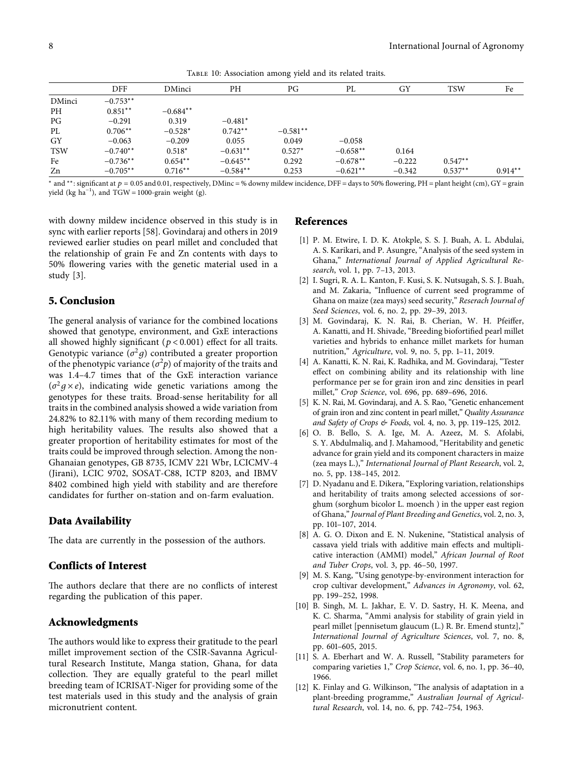Table 10: Association among yield and its related traits.

| | DFF | DMinci | PH | PG | PL | GY | TSW | Fe |
|---|---|---|---|---|---|---|---|---|
| DMinci | −0.753** | | | | | | | |
| PH | 0.851** | −0.684** | | | | | | |
| PG | −0.291 | 0.319 | −0.481* | | | | | |
| PL | 0.706** | −0.528* | 0.742** | −0.581** | | | | |
| GY | −0.063 | −0.209 | 0.055 | 0.049 | −0.058 | | | |
| TSW | −0.740** | 0.518* | −0.631** | 0.527* | −0.658** | 0.164 | | |
| Fe | −0.736** | 0.654** | −0.645** | 0.292 | −0.678** | −0.222 | 0.547** | |
| Zn | −0.705** | 0.716** | −0.584** | 0.253 | −0.621** | −0.342 | 0.537** | 0.914** |

* and **: significant at $p = 0.05$ and 0.01, respectively, DMinc = % downy mildew incidence, DFF = days to 50% flowering, PH = plant height (cm), GY = grain yield (kg $ha^{-1}$), and TGW = 1000-grain weight (g).

with downy mildew incidence observed in this study is in sync with earlier reports [58]. Govindaraj and others in 2019 reviewed earlier studies on pearl millet and concluded that the relationship of grain Fe and Zn contents with days to 50% flowering varies with the genetic material used in a study [3].

## 5. Conclusion

The general analysis of variance for the combined locations showed that genotype, environment, and GxE interactions all showed highly significant ($p < 0.001$) effect for all traits. Genotypic variance ($\sigma^2 g$) contributed a greater proportion of the phenotypic variance ($\sigma^2 p$) of majority of the traits and was 1.4–4.7 times that of the GxE interaction variance ($\sigma^2 g \times e$), indicating wide genetic variations among the genotypes for these traits. Broad-sense heritability for all traits in the combined analysis showed a wide variation from 24.82% to 82.11% with many of them recording medium to high heritability values. The results also showed that a greater proportion of heritability estimates for most of the traits could be improved through selection. Among the non-Ghanaian genotypes, GB 8735, ICMV 221 Wbr, LCICMV-4 (Jirani), LCIC 9702, SOSAT-C88, ICTP 8203, and IBMV 8402 combined high yield with stability and are therefore candidates for further on-station and on-farm evaluation.

## Data Availability

The data are currently in the possession of the authors.

## Conflicts of Interest

The authors declare that there are no conflicts of interest regarding the publication of this paper.

## Acknowledgments

The authors would like to express their gratitude to the pearl millet improvement section of the CSIR-Savanna Agricultural Research Institute, Manga station, Ghana, for data collection. They are equally grateful to the pearl millet breeding team of ICRISAT-Niger for providing some of the test materials used in this study and the analysis of grain micronutrient content.

## References

[1] P. M. Etwire, I. D. K. Atokple, S. S. J. Buah, A. L. Abdulai, A. S. Karikari, and P. Asungre, "Analysis of the seed system in Ghana," *International Journal of Applied Agricultural Research*, vol. 1, pp. 7–13, 2013.

[2] I. Sugri, R. A. L. Kanton, F. Kusi, S. K. Nutsugah, S. S. J. Buah, and M. Zakaria, "Influence of current seed programme of Ghana on maize (zea mays) seed security," *Reserach Journal of Seed Sciences*, vol. 6, no. 2, pp. 29–39, 2013.

[3] M. Govindaraj, K. N. Rai, B. Cherian, W. H. Pfeiffer, A. Kanatti, and H. Shivade, "Breeding biofortified pearl millet varieties and hybrids to enhance millet markets for human nutrition," *Agriculture*, vol. 9, no. 5, pp. 1–11, 2019.

[4] A. Kanatti, K. N. Rai, K. Radhika, and M. Govindaraj, "Tester effect on combining ability and its relationship with line performance per se for grain iron and zinc densities in pearl millet," *Crop Science*, vol. 696, pp. 689–696, 2016.

[5] K. N. Rai, M. Govindaraj, and A. S. Rao, "Genetic enhancement of grain iron and zinc content in pearl millet," *Quality Assurance and Safety of Crops & Foods*, vol. 4, no. 3, pp. 119–125, 2012.

[6] O. B. Bello, S. A. Ige, M. A. Azeez, M. S. Afolabi, S. Y. Abdulmaliq, and J. Mahamood, "Heritability and genetic advance for grain yield and its component characters in maize (zea mays L.)," *International Journal of Plant Research*, vol. 2, no. 5, pp. 138–145, 2012.

[7] D. Nyadanu and E. Dikera, "Exploring variation, relationships and heritability of traits among selected accessions of sorghum (sorghum bicolor L. moench ) in the upper east region of Ghana," *Journal of Plant Breeding and Genetics*, vol. 2, no. 3, pp. 101–107, 2014.

[8] A. G. O. Dixon and E. N. Nukenine, "Statistical analysis of cassava yield trials with additive main effects and multiplicative interaction (AMMI) model," *African Journal of Root and Tuber Crops*, vol. 3, pp. 46–50, 1997.

[9] M. S. Kang, "Using genotype-by-environment interaction for crop cultivar development," *Advances in Agronomy*, vol. 62, pp. 199–252, 1998.

[10] B. Singh, M. L. Jakhar, E. V. D. Sastry, H. K. Meena, and K. C. Sharma, "Ammi analysis for stability of grain yield in pearl millet [pennisetum glaucum (L.) R. Br. Emend stuntz]," *International Journal of Agriculture Sciences*, vol. 7, no. 8, pp. 601–605, 2015.

[11] S. A. Eberhart and W. A. Russell, "Stability parameters for comparing varieties 1," *Crop Science*, vol. 6, no. 1, pp. 36–40, 1966.

[12] K. Finlay and G. Wilkinson, "The analysis of adaptation in a plant-breeding programme," *Australian Journal of Agricultural Research*, vol. 14, no. 6, pp. 742–754, 1963.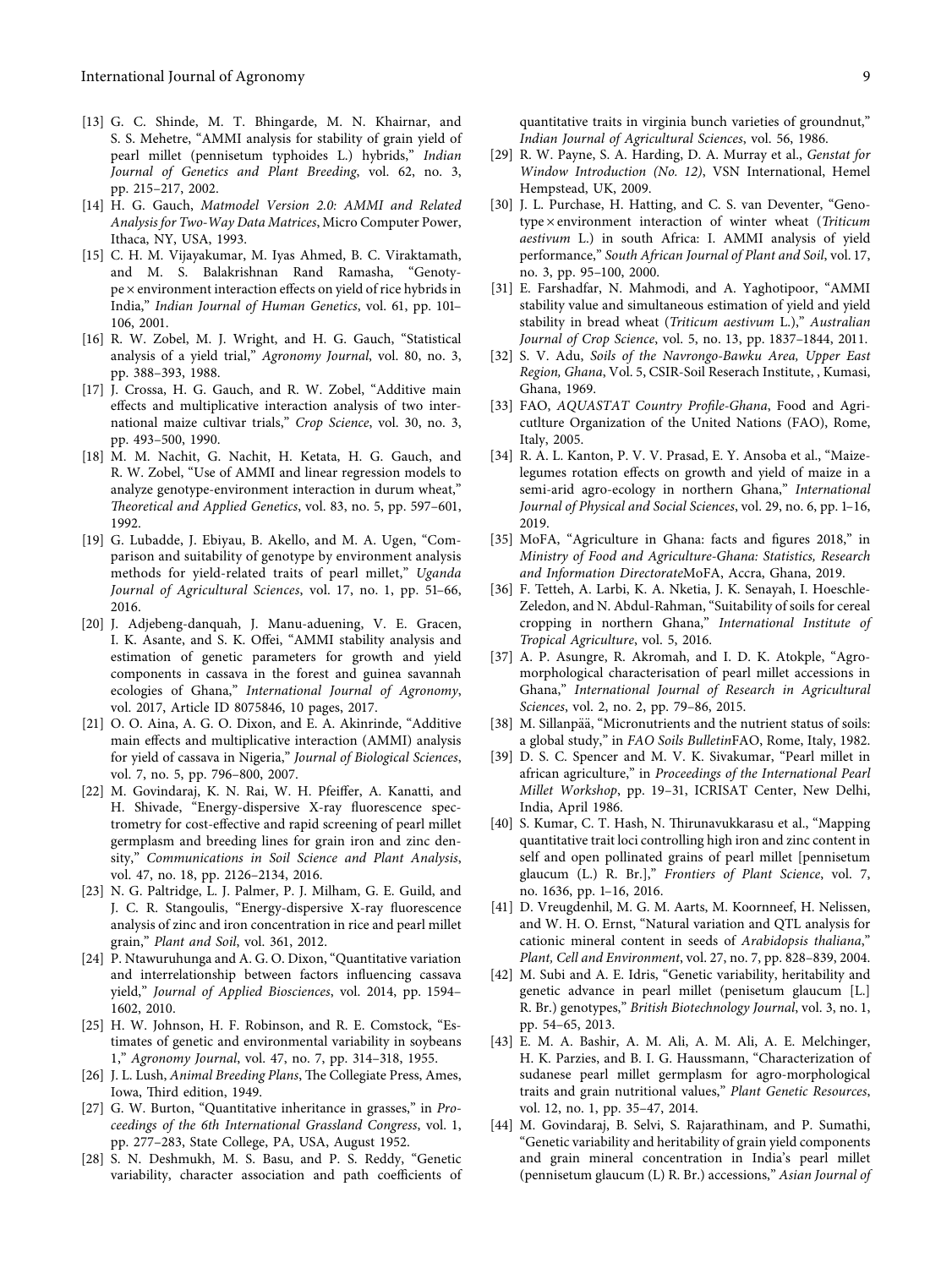[13] G. C. Shinde, M. T. Bhingarde, M. N. Khairnar, and S. S. Mehetre, "AMMI analysis for stability of grain yield of pearl millet (pennisetum typhoides L.) hybrids," *Indian Journal of Genetics and Plant Breeding*, vol. 62, no. 3, pp. 215–217, 2002.

[14] H. G. Gauch, *Matmodel Version 2.0: AMMI and Related Analysis for Two-Way Data Matrices*, Micro Computer Power, Ithaca, NY, USA, 1993.

[15] C. H. M. Vijayakumar, M. Iyas Ahmed, B. C. Viraktamath, and M. S. Balakrishnan Rand Ramasha, "Genotype × environment interaction effects on yield of rice hybrids in India," *Indian Journal of Human Genetics*, vol. 61, pp. 101–106, 2001.

[16] R. W. Zobel, M. J. Wright, and H. G. Gauch, "Statistical analysis of a yield trial," *Agronomy Journal*, vol. 80, no. 3, pp. 388–393, 1988.

[17] J. Crossa, H. G. Gauch, and R. W. Zobel, "Additive main effects and multiplicative interaction analysis of two international maize cultivar trials," *Crop Science*, vol. 30, no. 3, pp. 493–500, 1990.

[18] M. M. Nachit, G. Nachit, H. Ketata, H. G. Gauch, and R. W. Zobel, "Use of AMMI and linear regression models to analyze genotype-environment interaction in durum wheat," *Theoretical and Applied Genetics*, vol. 83, no. 5, pp. 597–601, 1992.

[19] G. Lubadde, J. Ebiyau, B. Akello, and M. A. Ugen, "Comparison and suitability of genotype by environment analysis methods for yield-related traits of pearl millet," *Uganda Journal of Agricultural Sciences*, vol. 17, no. 1, pp. 51–66, 2016.

[20] J. Adjebeng-danquah, J. Manu-aduening, V. E. Gracen, I. K. Asante, and S. K. Offei, "AMMI stability analysis and estimation of genetic parameters for growth and yield components in cassava in the forest and guinea savannah ecologies of Ghana," *International Journal of Agronomy*, vol. 2017, Article ID 8075846, 10 pages, 2017.

[21] O. O. Aina, A. G. O. Dixon, and E. A. Akinrinde, "Additive main effects and multiplicative interaction (AMMI) analysis for yield of cassava in Nigeria," *Journal of Biological Sciences*, vol. 7, no. 5, pp. 796–800, 2007.

[22] M. Govindaraj, K. N. Rai, W. H. Pfeiffer, A. Kanatti, and H. Shivade, "Energy-dispersive X-ray fluorescence spectrometry for cost-effective and rapid screening of pearl millet germplasm and breeding lines for grain iron and zinc density," *Communications in Soil Science and Plant Analysis*, vol. 47, no. 18, pp. 2126–2134, 2016.

[23] N. G. Paltridge, L. J. Palmer, P. J. Milham, G. E. Guild, and J. C. R. Stangoulis, "Energy-dispersive X-ray fluorescence analysis of zinc and iron concentration in rice and pearl millet grain," *Plant and Soil*, vol. 361, 2012.

[24] P. Ntawuruhunga and A. G. O. Dixon, "Quantitative variation and interrelationship between factors influencing cassava yield," *Journal of Applied Biosciences*, vol. 2014, pp. 1594–1602, 2010.

[25] H. W. Johnson, H. F. Robinson, and R. E. Comstock, "Estimates of genetic and environmental variability in soybeans 1," *Agronomy Journal*, vol. 47, no. 7, pp. 314–318, 1955.

[26] J. L. Lush, *Animal Breeding Plans*, The Collegiate Press, Ames, Iowa, Third edition, 1949.

[27] G. W. Burton, "Quantitative inheritance in grasses," in *Proceedings of the 6th International Grassland Congress*, vol. 1, pp. 277–283, State College, PA, USA, August 1952.

[28] S. N. Deshmukh, M. S. Basu, and P. S. Reddy, "Genetic variability, character association and path coefficients of quantitative traits in virginia bunch varieties of groundnut," *Indian Journal of Agricultural Sciences*, vol. 56, 1986.

[29] R. W. Payne, S. A. Harding, D. A. Murray et al., *Genstat for Window Introduction (No. 12)*, VSN International, Hemel Hempstead, UK, 2009.

[30] J. L. Purchase, H. Hatting, and C. S. van Deventer, "Genotype × environment interaction of winter wheat (*Triticum aestivum* L.) in south Africa: I. AMMI analysis of yield performance," *South African Journal of Plant and Soil*, vol. 17, no. 3, pp. 95–100, 2000.

[31] E. Farshadfar, N. Mahmodi, and A. Yaghotipoor, "AMMI stability value and simultaneous estimation of yield and yield stability in bread wheat (*Triticum aestivum* L.)," *Australian Journal of Crop Science*, vol. 5, no. 13, pp. 1837–1844, 2011.

[32] S. V. Adu, *Soils of the Navrongo-Bawku Area, Upper East Region, Ghana*, Vol. 5, CSIR-Soil Reserach Institute, , Kumasi, Ghana, 1969.

[33] FAO, *AQUASTAT Country Profile-Ghana*, Food and Agricutlture Organization of the United Nations (FAO), Rome, Italy, 2005.

[34] R. A. L. Kanton, P. V. V. Prasad, E. Y. Ansoba et al., "Maize-legumes rotation effects on growth and yield of maize in a semi-arid agro-ecology in northern Ghana," *International Journal of Physical and Social Sciences*, vol. 29, no. 6, pp. 1–16, 2019.

[35] MoFA, "Agriculture in Ghana: facts and figures 2018," in *Ministry of Food and Agriculture-Ghana: Statistics, Research and Information Directorate*MoFA, Accra, Ghana, 2019.

[36] F. Tetteh, A. Larbi, K. A. Nketia, J. K. Senayah, I. Hoeschle-Zeledon, and N. Abdul-Rahman, "Suitability of soils for cereal cropping in northern Ghana," *International Institute of Tropical Agriculture*, vol. 5, 2016.

[37] A. P. Asungre, R. Akromah, and I. D. K. Atokple, "Agro-morphological characterisation of pearl millet accessions in Ghana," *International Journal of Research in Agricultural Sciences*, vol. 2, no. 2, pp. 79–86, 2015.

[38] M. Sillanpää, "Micronutrients and the nutrient status of soils: a global study," in *FAO Soils Bulletin*FAO, Rome, Italy, 1982.

[39] D. S. C. Spencer and M. V. K. Sivakumar, "Pearl millet in african agriculture," in *Proceedings of the International Pearl Millet Workshop*, pp. 19–31, ICRISAT Center, New Delhi, India, April 1986.

[40] S. Kumar, C. T. Hash, N. Thirunavukkarasu et al., "Mapping quantitative trait loci controlling high iron and zinc content in self and open pollinated grains of pearl millet [pennisetum glaucum (L.) R. Br.]," *Frontiers of Plant Science*, vol. 7, no. 1636, pp. 1–16, 2016.

[41] D. Vreugdenhil, M. G. M. Aarts, M. Koornneef, H. Nelissen, and W. H. O. Ernst, "Natural variation and QTL analysis for cationic mineral content in seeds of *Arabidopsis thaliana*," *Plant, Cell and Environment*, vol. 27, no. 7, pp. 828–839, 2004.

[42] M. Subi and A. E. Idris, "Genetic variability, heritability and genetic advance in pearl millet (penisetum glaucum [L.] R. Br.) genotypes," *British Biotechnology Journal*, vol. 3, no. 1, pp. 54–65, 2013.

[43] E. M. A. Bashir, A. M. Ali, A. M. Ali, A. E. Melchinger, H. K. Parzies, and B. I. G. Haussmann, "Characterization of sudanese pearl millet germplasm for agro-morphological traits and grain nutritional values," *Plant Genetic Resources*, vol. 12, no. 1, pp. 35–47, 2014.

[44] M. Govindaraj, B. Selvi, S. Rajarathinam, and P. Sumathi, "Genetic variability and heritability of grain yield components and grain mineral concentration in India's pearl millet (pennisetum glaucum (L) R. Br.) accessions," *Asian Journal of*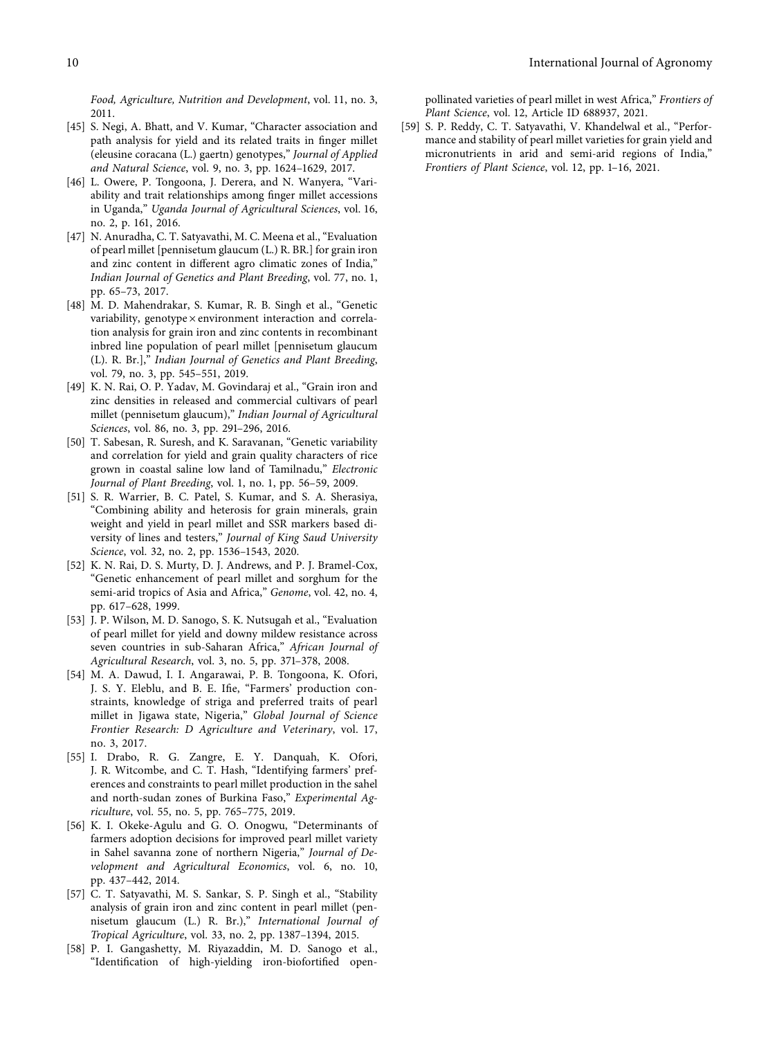*Food, Agriculture, Nutrition and Development*, vol. 11, no. 3, 2011.

[45] S. Negi, A. Bhatt, and V. Kumar, "Character association and path analysis for yield and its related traits in finger millet (eleusine coracana (L.) gaertn) genotypes," *Journal of Applied and Natural Science*, vol. 9, no. 3, pp. 1624–1629, 2017.

[46] L. Owere, P. Tongoona, J. Derera, and N. Wanyera, "Variability and trait relationships among finger millet accessions in Uganda," *Uganda Journal of Agricultural Sciences*, vol. 16, no. 2, p. 161, 2016.

[47] N. Anuradha, C. T. Satyavathi, M. C. Meena et al., "Evaluation of pearl millet [pennisetum glaucum (L.) R. BR.] for grain iron and zinc content in different agro climatic zones of India," *Indian Journal of Genetics and Plant Breeding*, vol. 77, no. 1, pp. 65–73, 2017.

[48] M. D. Mahendrakar, S. Kumar, R. B. Singh et al., "Genetic variability, genotype × environment interaction and correlation analysis for grain iron and zinc contents in recombinant inbred line population of pearl millet [pennisetum glaucum (L). R. Br.]," *Indian Journal of Genetics and Plant Breeding*, vol. 79, no. 3, pp. 545–551, 2019.

[49] K. N. Rai, O. P. Yadav, M. Govindaraj et al., "Grain iron and zinc densities in released and commercial cultivars of pearl millet (pennisetum glaucum)," *Indian Journal of Agricultural Sciences*, vol. 86, no. 3, pp. 291–296, 2016.

[50] T. Sabesan, R. Suresh, and K. Saravanan, "Genetic variability and correlation for yield and grain quality characters of rice grown in coastal saline low land of Tamilnadu," *Electronic Journal of Plant Breeding*, vol. 1, no. 1, pp. 56–59, 2009.

[51] S. R. Warrier, B. C. Patel, S. Kumar, and S. A. Sherasiya, "Combining ability and heterosis for grain minerals, grain weight and yield in pearl millet and SSR markers based diversity of lines and testers," *Journal of King Saud University Science*, vol. 32, no. 2, pp. 1536–1543, 2020.

[52] K. N. Rai, D. S. Murty, D. J. Andrews, and P. J. Bramel-Cox, "Genetic enhancement of pearl millet and sorghum for the semi-arid tropics of Asia and Africa," *Genome*, vol. 42, no. 4, pp. 617–628, 1999.

[53] J. P. Wilson, M. D. Sanogo, S. K. Nutsugah et al., "Evaluation of pearl millet for yield and downy mildew resistance across seven countries in sub-Saharan Africa," *African Journal of Agricultural Research*, vol. 3, no. 5, pp. 371–378, 2008.

[54] M. A. Dawud, I. I. Angarawai, P. B. Tongoona, K. Ofori, J. S. Y. Eleblu, and B. E. Ifie, "Farmers' production constraints, knowledge of striga and preferred traits of pearl millet in Jigawa state, Nigeria," *Global Journal of Science Frontier Research: D Agriculture and Veterinary*, vol. 17, no. 3, 2017.

[55] I. Drabo, R. G. Zangre, E. Y. Danquah, K. Ofori, J. R. Witcombe, and C. T. Hash, "Identifying farmers' preferences and constraints to pearl millet production in the sahel and north-sudan zones of Burkina Faso," *Experimental Agriculture*, vol. 55, no. 5, pp. 765–775, 2019.

[56] K. I. Okeke-Agulu and G. O. Onogwu, "Determinants of farmers adoption decisions for improved pearl millet variety in Sahel savanna zone of northern Nigeria," *Journal of Development and Agricultural Economics*, vol. 6, no. 10, pp. 437–442, 2014.

[57] C. T. Satyavathi, M. S. Sankar, S. P. Singh et al., "Stability analysis of grain iron and zinc content in pearl millet (pennisetum glaucum (L.) R. Br.)," *International Journal of Tropical Agriculture*, vol. 33, no. 2, pp. 1387–1394, 2015.

[58] P. I. Gangashetty, M. Riyazaddin, M. D. Sanogo et al., "Identification of high-yielding iron-biofortified open-pollinated varieties of pearl millet in west Africa," *Frontiers of Plant Science*, vol. 12, Article ID 688937, 2021.

[59] S. P. Reddy, C. T. Satyavathi, V. Khandelwal et al., "Performance and stability of pearl millet varieties for grain yield and micronutrients in arid and semi-arid regions of India," *Frontiers of Plant Science*, vol. 12, pp. 1–16, 2021.